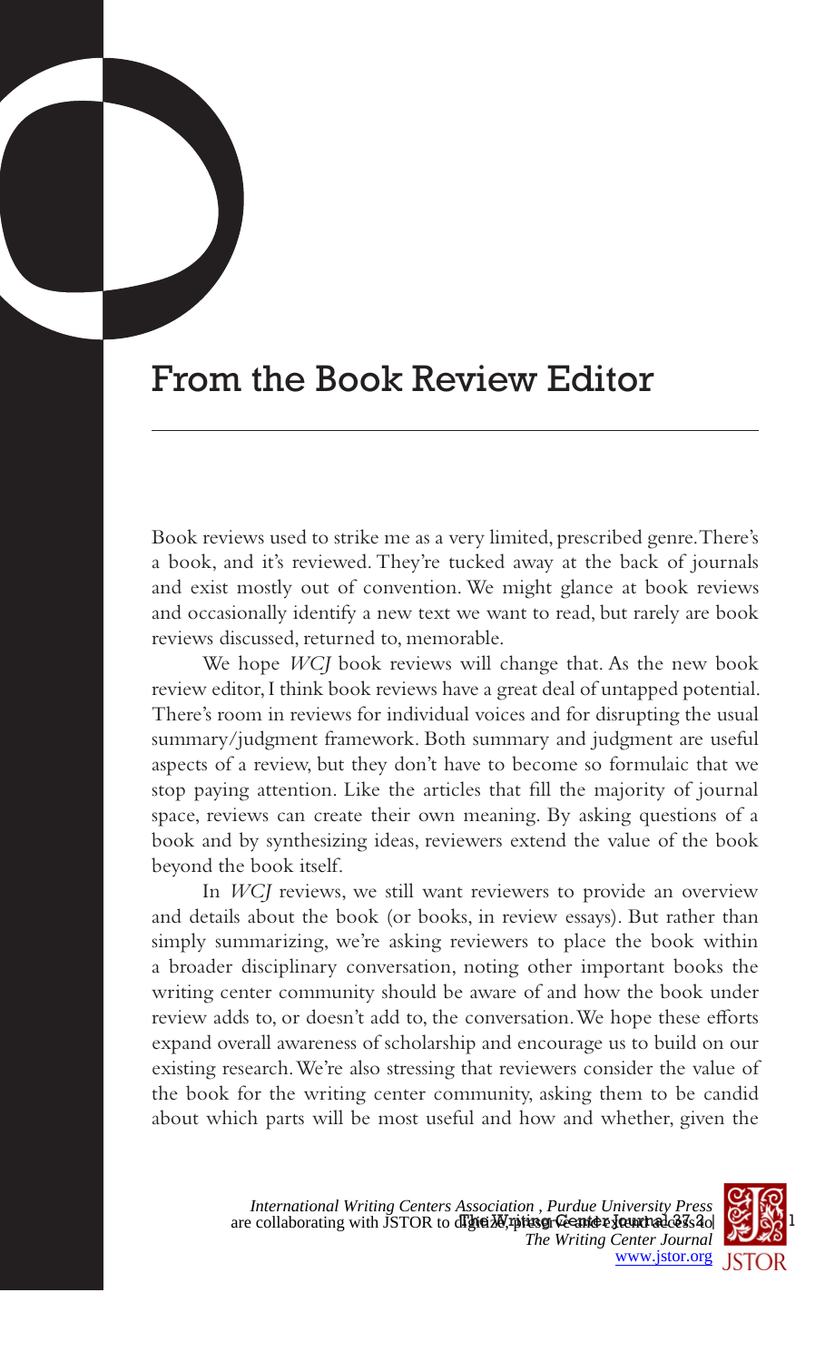# From the Book Review Editor

Book reviews used to strike me as a very limited, prescribed genre. There's a book, and it's reviewed. They're tucked away at the back of journals and exist mostly out of convention. We might glance at book reviews and occasionally identify a new text we want to read, but rarely are book reviews discussed, returned to, memorable.

We hope *WCJ* book reviews will change that. As the new book review editor, I think book reviews have a great deal of untapped potential. There's room in reviews for individual voices and for disrupting the usual summary/judgment framework. Both summary and judgment are useful aspects of a review, but they don't have to become so formulaic that we stop paying attention. Like the articles that fill the majority of journal space, reviews can create their own meaning. By asking questions of a book and by synthesizing ideas, reviewers extend the value of the book beyond the book itself.

In *WCJ* reviews, we still want reviewers to provide an overview and details about the book (or books, in review essays). But rather than simply summarizing, we're asking reviewers to place the book within a broader disciplinary conversation, noting other important books the writing center community should be aware of and how the book under review adds to, or doesn't add to, the conversation. We hope these efforts expand overall awareness of scholarship and encourage us to build on our existing research. We're also stressing that reviewers consider the value of the book for the writing center community, asking them to be candid about which parts will be most useful and how and whether, given the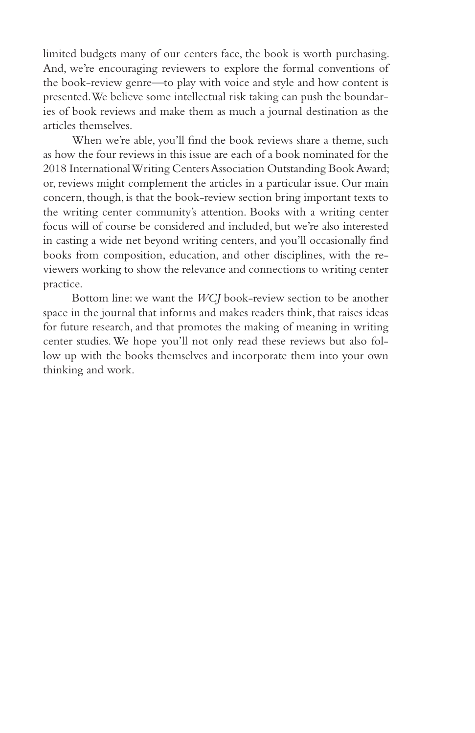limited budgets many of our centers face, the book is worth purchasing. And, we're encouraging reviewers to explore the formal conventions of the book-review genre—to play with voice and style and how content is presented. We believe some intellectual risk taking can push the boundaries of book reviews and make them as much a journal destination as the articles themselves.

When we're able, you'll find the book reviews share a theme, such as how the four reviews in this issue are each of a book nominated for the 2018 International Writing Centers Association Outstanding Book Award; or, reviews might complement the articles in a particular issue. Our main concern, though, is that the book-review section bring important texts to the writing center community's attention. Books with a writing center focus will of course be considered and included, but we're also interested in casting a wide net beyond writing centers, and you'll occasionally find books from composition, education, and other disciplines, with the reviewers working to show the relevance and connections to writing center practice.

Bottom line: we want the *WCJ* book-review section to be another space in the journal that informs and makes readers think, that raises ideas for future research, and that promotes the making of meaning in writing center studies. We hope you'll not only read these reviews but also follow up with the books themselves and incorporate them into your own thinking and work.